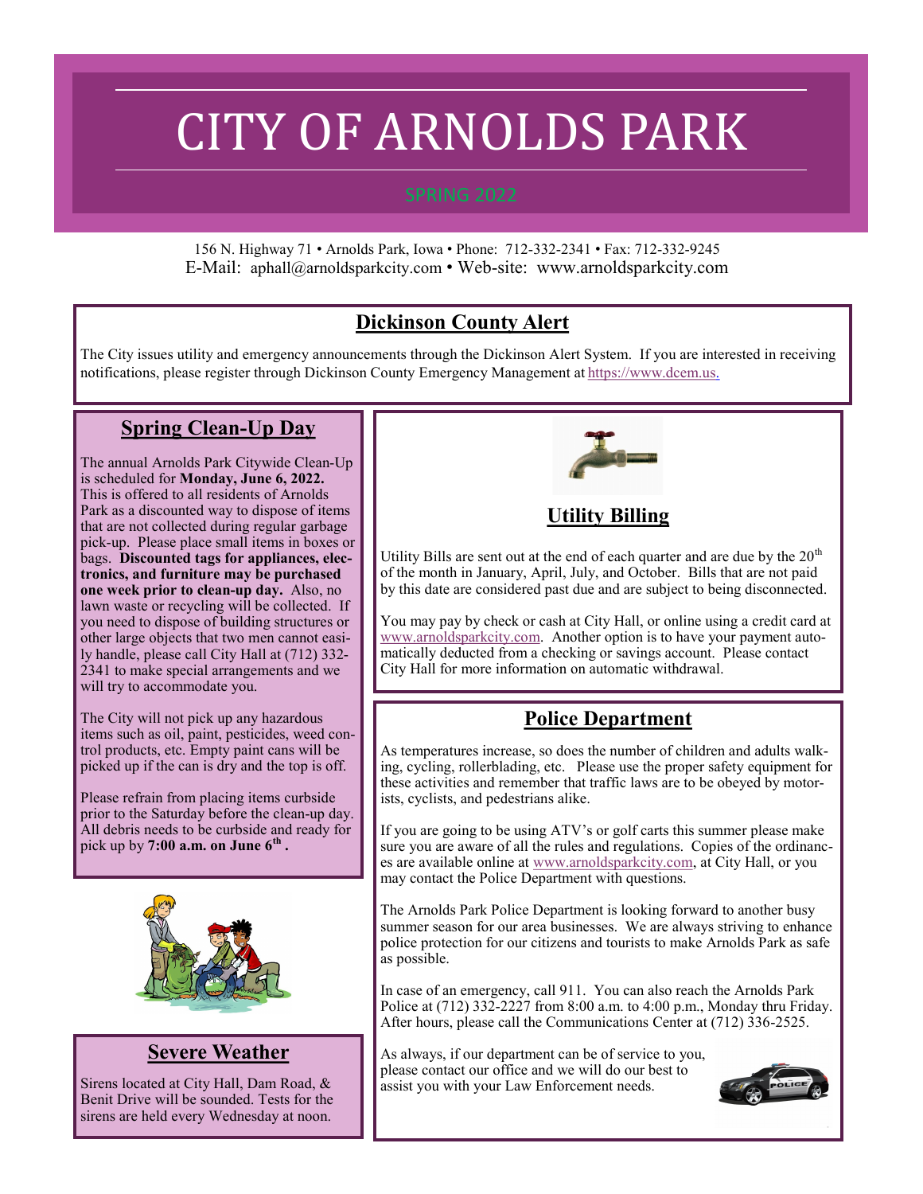# CITY OF ARNOLDS PARK

SPRING 2022

156 N. Highway 71 • Arnolds Park, Iowa • Phone: 712-332-2341 • Fax: 712-332-9245
E-Mail: aphall@arnoldsparkcity.com • Web-site: www.arnoldsparkcity.com

## Dickinson County Alert

The City issues utility and emergency announcements through the Dickinson Alert System. If you are interested in receiving notifications, please register through Dickinson County Emergency Management at https://www.dcem.us.

## Spring Clean-Up Day

The annual Arnolds Park Citywide Clean-Up is scheduled for **Monday, June 6, 2022.** This is offered to all residents of Arnolds Park as a discounted way to dispose of items that are not collected during regular garbage pick-up. Please place small items in boxes or bags. **Discounted tags for appliances, electronics, and furniture may be purchased one week prior to clean-up day.** Also, no lawn waste or recycling will be collected. If you need to dispose of building structures or other large objects that two men cannot easily handle, please call City Hall at (712) 332-2341 to make special arrangements and we will try to accommodate you.

The City will not pick up any hazardous items such as oil, paint, pesticides, weed control products, etc. Empty paint cans will be picked up if the can is dry and the top is off.

Please refrain from placing items curbside prior to the Saturday before the clean-up day. All debris needs to be curbside and ready for pick up by **7:00 a.m. on June 6th .**

## Severe Weather

Sirens located at City Hall, Dam Road, & Benit Drive will be sounded. Tests for the sirens are held every Wednesday at noon.

## Utility Billing

Utility Bills are sent out at the end of each quarter and are due by the 20th of the month in January, April, July, and October. Bills that are not paid by this date are considered past due and are subject to being disconnected.

You may pay by check or cash at City Hall, or online using a credit card at www.arnoldsparkcity.com. Another option is to have your payment automatically deducted from a checking or savings account. Please contact City Hall for more information on automatic withdrawal.

## Police Department

As temperatures increase, so does the number of children and adults walking, cycling, rollerblading, etc. Please use the proper safety equipment for these activities and remember that traffic laws are to be obeyed by motorists, cyclists, and pedestrians alike.

If you are going to be using ATV's or golf carts this summer please make sure you are aware of all the rules and regulations. Copies of the ordinances are available online at www.arnoldsparkcity.com, at City Hall, or you may contact the Police Department with questions.

The Arnolds Park Police Department is looking forward to another busy summer season for our area businesses. We are always striving to enhance police protection for our citizens and tourists to make Arnolds Park as safe as possible.

In case of an emergency, call 911. You can also reach the Arnolds Park Police at (712) 332-2227 from 8:00 a.m. to 4:00 p.m., Monday thru Friday. After hours, please call the Communications Center at (712) 336-2525.

As always, if our department can be of service to you, please contact our office and we will do our best to assist you with your Law Enforcement needs.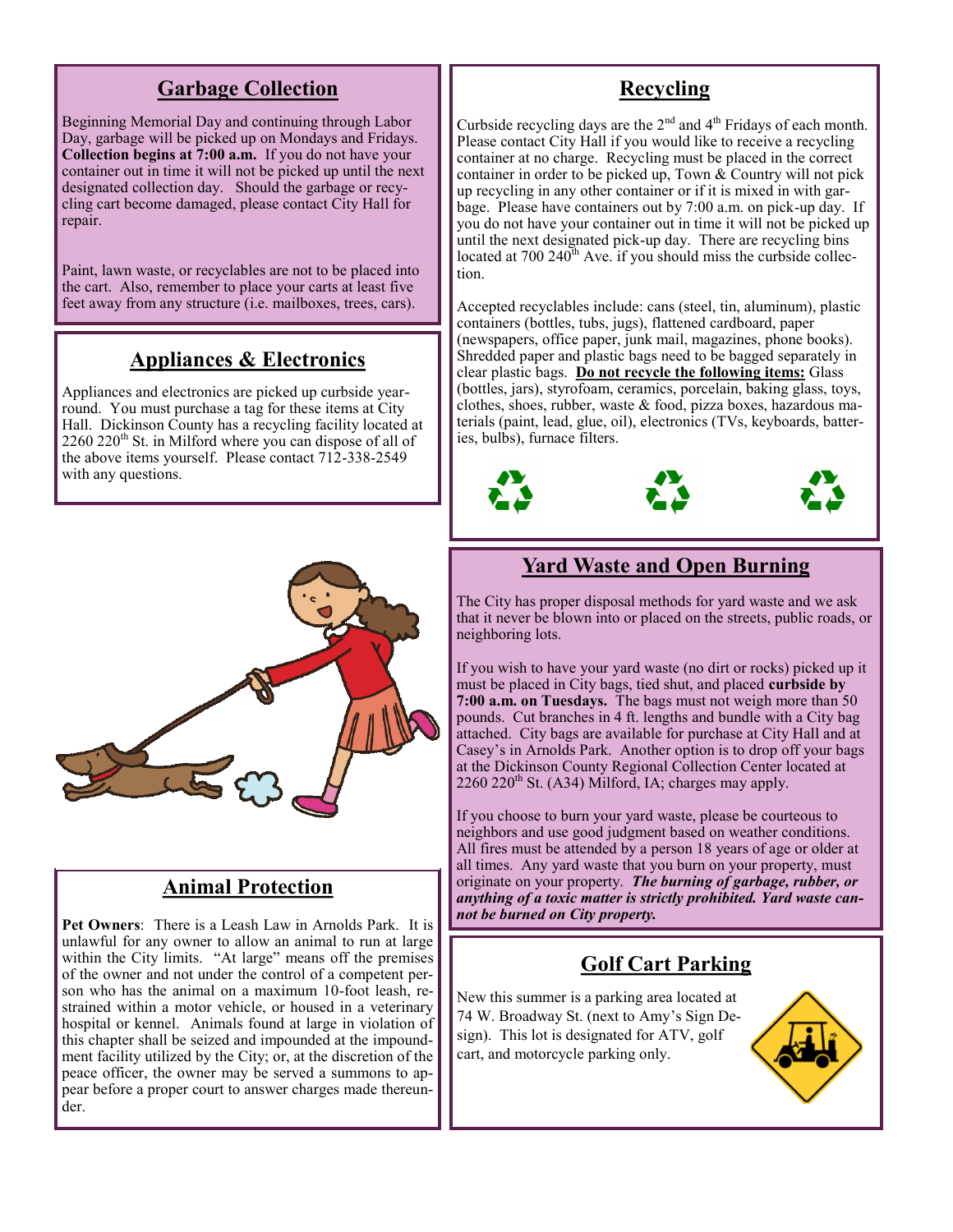## Garbage Collection

Beginning Memorial Day and continuing through Labor Day, garbage will be picked up on Mondays and Fridays. **Collection begins at 7:00 a.m.** If you do not have your container out in time it will not be picked up until the next designated collection day. Should the garbage or recycling cart become damaged, please contact City Hall for repair.

Paint, lawn waste, or recyclables are not to be placed into the cart. Also, remember to place your carts at least five feet away from any structure (i.e. mailboxes, trees, cars).

## Appliances & Electronics

Appliances and electronics are picked up curbside year-round. You must purchase a tag for these items at City Hall. Dickinson County has a recycling facility located at 2260 220th St. in Milford where you can dispose of all of the above items yourself. Please contact 712-338-2549 with any questions.

## Animal Protection

**Pet Owners**: There is a Leash Law in Arnolds Park. It is unlawful for any owner to allow an animal to run at large within the City limits. "At large" means off the premises of the owner and not under the control of a competent person who has the animal on a maximum 10-foot leash, restrained within a motor vehicle, or housed in a veterinary hospital or kennel. Animals found at large in violation of this chapter shall be seized and impounded at the impoundment facility utilized by the City; or, at the discretion of the peace officer, the owner may be served a summons to appear before a proper court to answer charges made thereunder.

## Recycling

Curbside recycling days are the 2nd and 4th Fridays of each month. Please contact City Hall if you would like to receive a recycling container at no charge. Recycling must be placed in the correct container in order to be picked up, Town & Country will not pick up recycling in any other container or if it is mixed in with garbage. Please have containers out by 7:00 a.m. on pick-up day. If you do not have your container out in time it will not be picked up until the next designated pick-up day. There are recycling bins located at 700 240th Ave. if you should miss the curbside collection.

Accepted recyclables include: cans (steel, tin, aluminum), plastic containers (bottles, tubs, jugs), flattened cardboard, paper (newspapers, office paper, junk mail, magazines, phone books). Shredded paper and plastic bags need to be bagged separately in clear plastic bags. **Do not recycle the following items:** Glass (bottles, jars), styrofoam, ceramics, porcelain, baking glass, toys, clothes, shoes, rubber, waste & food, pizza boxes, hazardous materials (paint, lead, glue, oil), electronics (TVs, keyboards, batteries, bulbs), furnace filters.

## Yard Waste and Open Burning

The City has proper disposal methods for yard waste and we ask that it never be blown into or placed on the streets, public roads, or neighboring lots.

If you wish to have your yard waste (no dirt or rocks) picked up it must be placed in City bags, tied shut, and placed **curbside by 7:00 a.m. on Tuesdays.** The bags must not weigh more than 50 pounds. Cut branches in 4 ft. lengths and bundle with a City bag attached. City bags are available for purchase at City Hall and at Casey's in Arnolds Park. Another option is to drop off your bags at the Dickinson County Regional Collection Center located at 2260 220th St. (A34) Milford, IA; charges may apply.

If you choose to burn your yard waste, please be courteous to neighbors and use good judgment based on weather conditions. All fires must be attended by a person 18 years of age or older at all times. Any yard waste that you burn on your property, must originate on your property. ***The burning of garbage, rubber, or anything of a toxic matter is strictly prohibited. Yard waste cannot be burned on City property.***

## Golf Cart Parking

New this summer is a parking area located at 74 W. Broadway St. (next to Amy's Sign Design). This lot is designated for ATV, golf cart, and motorcycle parking only.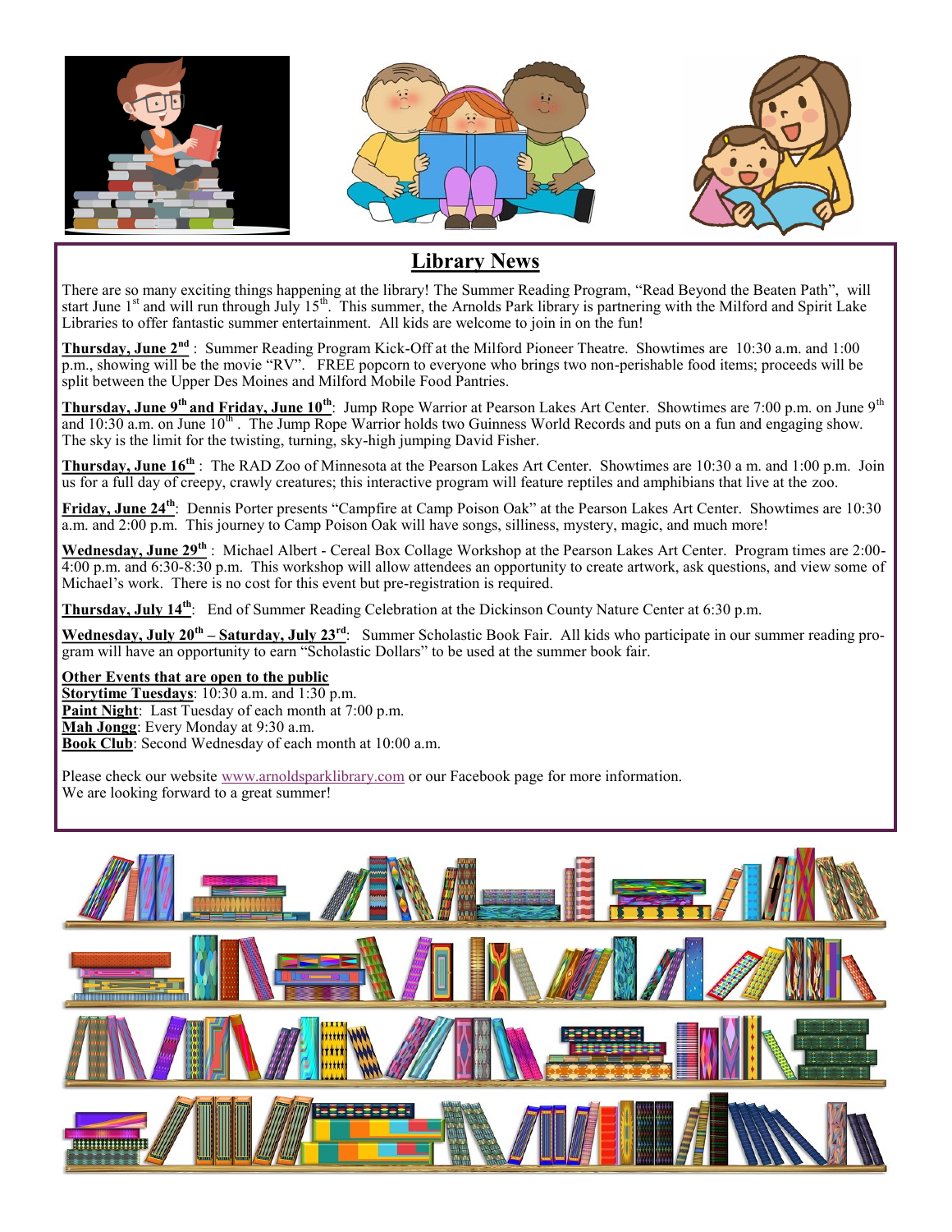## Library News

There are so many exciting things happening at the library! The Summer Reading Program, "Read Beyond the Beaten Path", will start June 1st and will run through July 15th. This summer, the Arnolds Park library is partnering with the Milford and Spirit Lake Libraries to offer fantastic summer entertainment. All kids are welcome to join in on the fun!

**Thursday, June 2nd**: Summer Reading Program Kick-Off at the Milford Pioneer Theatre. Showtimes are 10:30 a.m. and 1:00 p.m., showing will be the movie "RV". FREE popcorn to everyone who brings two non-perishable food items; proceeds will be split between the Upper Des Moines and Milford Mobile Food Pantries.

**Thursday, June 9th and Friday, June 10th**: Jump Rope Warrior at Pearson Lakes Art Center. Showtimes are 7:00 p.m. on June 9th and 10:30 a.m. on June 10th. The Jump Rope Warrior holds two Guinness World Records and puts on a fun and engaging show. The sky is the limit for the twisting, turning, sky-high jumping David Fisher.

**Thursday, June 16th**: The RAD Zoo of Minnesota at the Pearson Lakes Art Center. Showtimes are 10:30 a m. and 1:00 p.m. Join us for a full day of creepy, crawly creatures; this interactive program will feature reptiles and amphibians that live at the zoo.

**Friday, June 24th**: Dennis Porter presents "Campfire at Camp Poison Oak" at the Pearson Lakes Art Center. Showtimes are 10:30 a.m. and 2:00 p.m. This journey to Camp Poison Oak will have songs, silliness, mystery, magic, and much more!

**Wednesday, June 29th**: Michael Albert - Cereal Box Collage Workshop at the Pearson Lakes Art Center. Program times are 2:00-4:00 p.m. and 6:30-8:30 p.m. This workshop will allow attendees an opportunity to create artwork, ask questions, and view some of Michael's work. There is no cost for this event but pre-registration is required.

**Thursday, July 14th**: End of Summer Reading Celebration at the Dickinson County Nature Center at 6:30 p.m.

**Wednesday, July 20th – Saturday, July 23rd**: Summer Scholastic Book Fair. All kids who participate in our summer reading program will have an opportunity to earn "Scholastic Dollars" to be used at the summer book fair.

**Other Events that are open to the public**

**Storytime Tuesdays**: 10:30 a.m. and 1:30 p.m.
**Paint Night**: Last Tuesday of each month at 7:00 p.m.
**Mah Jongg**: Every Monday at 9:30 a.m.
**Book Club**: Second Wednesday of each month at 10:00 a.m.

Please check our website www.arnoldsparklibrary.com or our Facebook page for more information.
We are looking forward to a great summer!